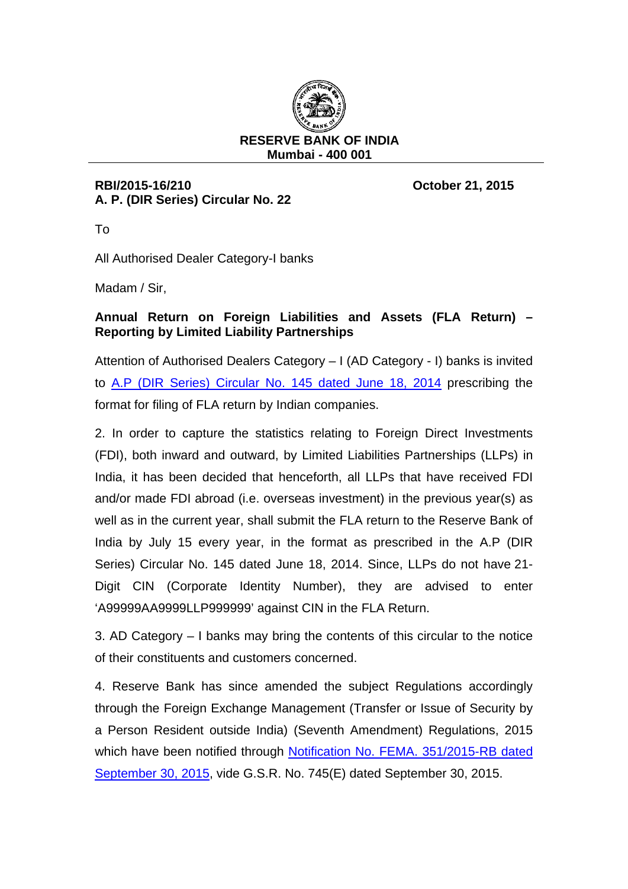**RESERVE BANK OF INDIA**
**Mumbai - 400 001**

**RBI/2015-16/210** **October 21, 2015**
**A. P. (DIR Series) Circular No. 22**

To

All Authorised Dealer Category-I banks

Madam / Sir,

**Annual Return on Foreign Liabilities and Assets (FLA Return) – Reporting by Limited Liability Partnerships**

Attention of Authorised Dealers Category – I (AD Category - I) banks is invited to A.P (DIR Series) Circular No. 145 dated June 18, 2014 prescribing the format for filing of FLA return by Indian companies.

2. In order to capture the statistics relating to Foreign Direct Investments (FDI), both inward and outward, by Limited Liabilities Partnerships (LLPs) in India, it has been decided that henceforth, all LLPs that have received FDI and/or made FDI abroad (i.e. overseas investment) in the previous year(s) as well as in the current year, shall submit the FLA return to the Reserve Bank of India by July 15 every year, in the format as prescribed in the A.P (DIR Series) Circular No. 145 dated June 18, 2014. Since, LLPs do not have 21-Digit CIN (Corporate Identity Number), they are advised to enter 'A99999AA9999LLP999999' against CIN in the FLA Return.

3. AD Category – I banks may bring the contents of this circular to the notice of their constituents and customers concerned.

4. Reserve Bank has since amended the subject Regulations accordingly through the Foreign Exchange Management (Transfer or Issue of Security by a Person Resident outside India) (Seventh Amendment) Regulations, 2015 which have been notified through Notification No. FEMA. 351/2015-RB dated September 30, 2015, vide G.S.R. No. 745(E) dated September 30, 2015.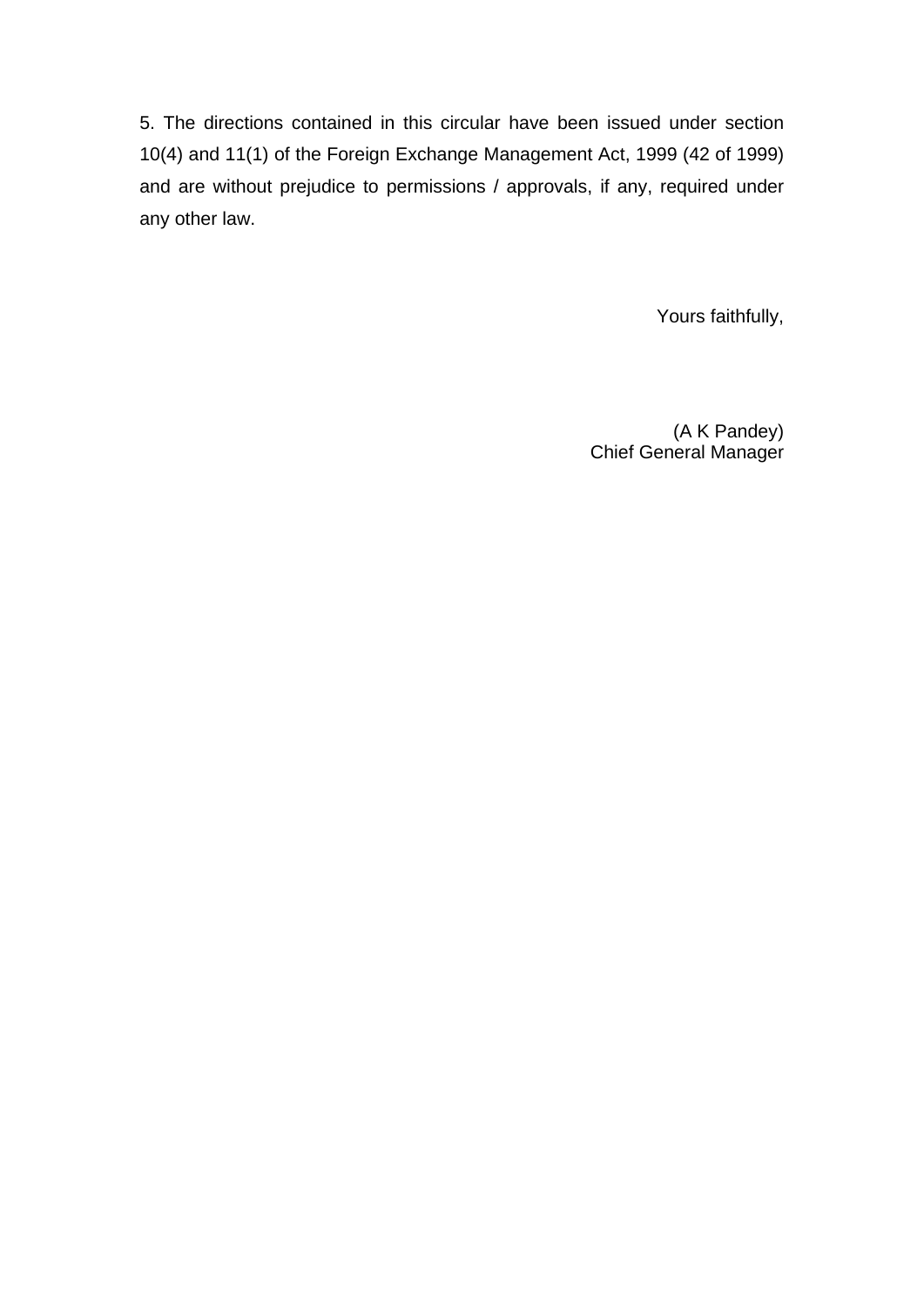5. The directions contained in this circular have been issued under section 10(4) and 11(1) of the Foreign Exchange Management Act, 1999 (42 of 1999) and are without prejudice to permissions / approvals, if any, required under any other law.

Yours faithfully,

(A K Pandey)
Chief General Manager